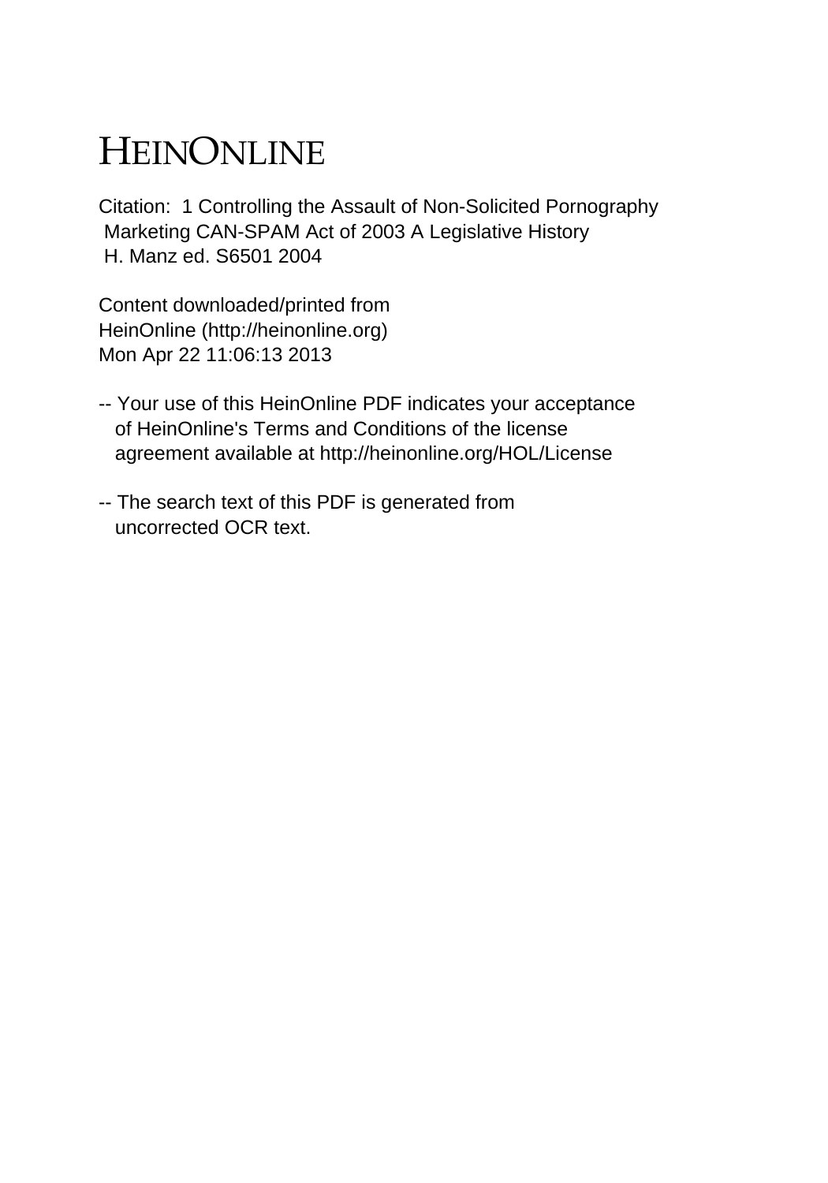# HEINONLINE

Citation: 1 Controlling the Assault of Non-Solicited Pornography Marketing CAN-SPAM Act of 2003 A Legislative History H. Manz ed. S6501 2004

Content downloaded/printed from HeinOnline (http://heinonline.org) Mon Apr 22 11:06:13 2013

-- Your use of this HeinOnline PDF indicates your acceptance of HeinOnline's Terms and Conditions of the license agreement available at http://heinonline.org/HOL/License

-- The search text of this PDF is generated from uncorrected OCR text.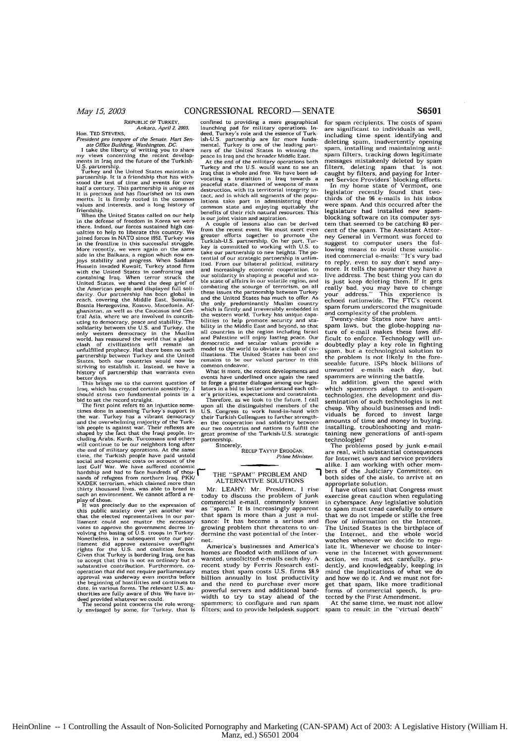REPUBLIC OF TURKEY,
*Ankara, April 2, 2003.*

Hon. TED STEVENS,
*President pro tempore of the Senate, Hart Senate Office Building, Washington, DC.*

I take the liberty of writing you to share my views concerning the recent developments in Iraq and the future of the Turkish-U.S. partnership.

Turkey and the United States maintain a partnership. It is a friendship that has withstood the test of time and events for over half a century. This partnership is unique as it is precious and has flourished on its own merits. It is firmly rooted in the common values and interests, and a long history of friendship.

When the United States called on our help in the defense of freedom in Korea we were there. Indeed, our forces sustained high casualties to help to liberate this country. We joined forces in NATO since 1952. Turkey was in the frontline in this successful struggle. More recently, we were again on the same side in the Balkans, a region which now enjoys stability and progress. When Saddam Hussein invaded Kuwait, Turkey stood firm with the United States in confronting and containing Iraq. When terror struck the United States, we shared the deep grief of the American people and displayed full solidarity. Our partnership has been global in reach, covering the Middle East, Somalia, Bosnia Herzegovina, Kosovo, Macedonia, Afghanistan, as well as the Caucasus and Central Asia, where we are involved in contributing to democracy, peace and stability. The solidarity between the U.S. and Turkey, the only western democracy in the Muslim world, has reassured the world that a global clash of civilizations will remain an unfulfilled prophecy. Had there been no such partnership between Turkey and the United States, both our countries would now be striving to establish it. Instead, we have a history of partnership that warrants even better days.

This brings me to the current question of Iraq, which has created certain sensitivity. I should stress two fundamental points in a bid to set the record straight.

The first point refers to an injustice sometimes done in assessing Turkey's support in the war. Turkey has a vibrant democracy and the overwhelming majority of the Turkish people is against war. Their reflexes are shaped by the fact that the Iraqi people, including Arabs, Kurds, Turcomans and others will continue to be our neighbors long after the end of military operations. At the same time, the Turkish people have paid untold social and economic costs on account of the last Gulf War. We have suffered economic hardship and had to face hundreds of thousands of refugees from northern Iraq. PKK/KADEK terrorism, which claimed more than thirty thousand lives, was able to breed in such an environment. We cannot afford a replay of those.

It was precisely due to the expression of this public anxiety over yet another war that the elected representatives in our parliament could not muster the necessary votes to approve the government decree involving the basing of U.S. troops in Turkey. Nonetheless, in a subsequent vote our parliament did approve extensive overflight rights for the U.S. and coalition forces. Given that Turkey is bordering Iraq, one has to accept that this is not an ordinary but a substantive contribution. Furthermore, cooperation that did not require parliamentary approval was underway even months before the beginning of hostilities and continues to date, in various forms. The relevant U.S. authorities are fully aware of this. We have indeed provided whatever we could.

The second point concerns the role wrongly envisaged by some, for Turkey, that is confined to providing a mere geographical launching pad for military operations. Indeed, Turkey's role and the essence of Turkish-U.S. partnership are far more fundamental. Turkey is one of the leading partners of the United States in winning the peace in Iraq and the broader Middle East.

At the end of the military operations both Turkey and the U.S. would want to see an Iraq that is whole and free. We have been advocating a transition in Iraq towards a peaceful state, disarmed of weapons of mass destruction, with its territorial integrity intact, and in which all segments of the population take part in administering their common state and enjoying equitably the benefits of their rich natural resources. This is our joint vision and aspiration.

A couple of lessons also can be derived from the recent event. We must exert even greater efforts together to promote the Turkish-U.S. partnership. On her part, Turkey is committed to working with U.S. to take our partnership to new heights. The potential of our strategic partnership is unlimited. From our bilateral political, military and increasingly economic cooperation, to our solidarity in shaping a peaceful and stable state of affairs in our volatile region, and combating the scourge of terrorism, on all these issues the partnership between Turkey and the United States has much to offer. As the only predominantly Muslim country which is firmly and irreversibly embedded in the western world, Turkey has unique capabilities to help promote security and stability in the Middle East and beyond, so that all countries in the region including Israel and Palestine will enjoy lasting peace. Our democratic and secular values provide a model to the world to obviate a clash of civilizations. The United States has been and remains to be our valued partner in this common endeavor.

What is more, the recent developments and events have underlined once again the need to forge a greater dialogue among our legislators in a bid to better understand each other's priorities, expectations and constraints.

Therefore, as we look to the future, I call upon all the distinguished members of the U.S. Congress to work hand-in-hand with their Turkish Colleagues to further strengthen the cooperation and solidarity between our two countries and nations to fulfill the great promise of the Turkish-U.S. strategic partnership.

Sincerely,

RECEP TAYYIP ERDOĞAN,
*Prime Minister.*

## THE "SPAM" PROBLEM AND ALTERNATIVE SOLUTIONS

Mr. LEAHY: Mr. President, I rise today to discuss the problem of junk commercial e-mail, commonly known as "spam." It is increasingly apparent that spam is more than a just a nuisance: It has become a serious and growing problem that threatens to undermine the vast potential of the Internet.

America's businesses and America's homes are flooded with millions of unwanted, unsolicited e-mails each day. A recent study by Ferris Research estimates that spam costs U.S. firms $8.9 billion annually in lost productivity and the need to purchase ever more powerful servers and additional bandwidth to try to stay ahead of the spammers; to configure and run spam filters; and to provide helpdesk support for spam recipients. The costs of spam are significant to individuals as well, including time spent identifying and deleting spam, inadvertently opening spam, installing and maintaining anti-spam filters, tracking down legitimate messages mistakenly deleted by spam filters, deleting spam that is not caught by filters, and paying for Internet Service Providers' blocking efforts.

In my home state of Vermont, one legislator recently found that two-thirds of the 96 e-mails in his inbox were spam. And this occurred after the legislature had installed new spam-blocking software on its computer system that seemed to be catching 80 percent of the spam. The Assistant Attorney General in Vermont was forced to suggest to computer users the following means to avoid these unsolicited commercial e-mails: "It's very bad to reply, even to say don't send anymore. It tells the spammer they have a live address. The best thing you can do is just keep deleting them. If it gets really bad, you may have to change your address." This experience is echoed nationwide. The FTC's recent spam forum underscored the magnitude and complexity of the problem.

Twenty-nine States now have anti-spam laws, but the globe-hopping nature of e-mail makes these laws difficult to enforce. Technology will undoubtedly play a key role in fighting spam, but a technological solution to the problem is not likely in the foreseeable future. ISPs block billions of unwanted e-mails each day, but spammers are winning the battle.

In addition, given the speed with which spammers adapt to anti-spam technologies, the development and dissemination of such technologies is not cheap. Why should businesses and individuals be forced to invest large amounts of time and money in buying, installing, troubleshooting and maintaining new generations of anti-spam technologies?

The problems posed by junk e-mail are real, with substantial consequences for Internet users and service providers alike. I am working with other members of the Judiciary Committee, on both sides of the aisle, to arrive at an appropriate solution.

I have often said that Congress must exercise great caution when regulating in cyberspace. Any legislative solution to spam must tread carefully to ensure that we do not impede or stifle the free flow of information on the Internet. The United States is the birthplace of the Internet, and the whole world watches whenever we decide to regulate it. Whenever we choose to intervene in the Internet with government action, we must act carefully, prudently, and knowledgeably, keeping in mind the implications of what we do and how we do it. And we must not forget that spam, like more traditional forms of commercial speech, is protected by the First Amendment.

At the same time, we must not allow spam to result in the "virtual death"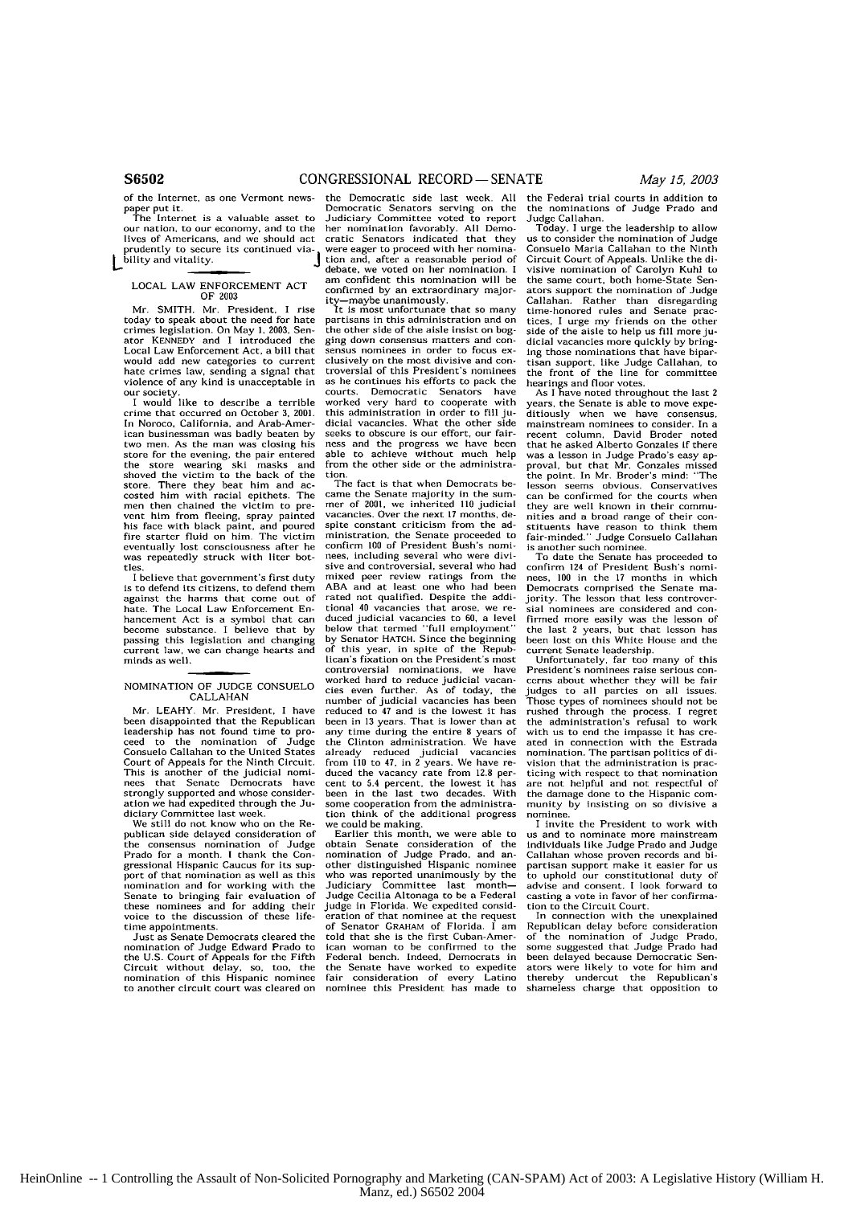of the Internet, as one Vermont newspaper put it.

The Internet is a valuable asset to our nation, to our economy, and to the lives of Americans, and we should act prudently to secure its continued viability and vitality.

## LOCAL LAW ENFORCEMENT ACT OF 2003

Mr. SMITH. Mr. President, I rise today to speak about the need for hate crimes legislation. On May 1, 2003, Senator KENNEDY and I introduced the Local Law Enforcement Act, a bill that would add new categories to current hate crimes law, sending a signal that violence of any kind is unacceptable in our society.

I would like to describe a terrible crime that occurred on October 3, 2001. In Noroco, California, and Arab-American businessman was badly beaten by two men. As the man was closing his store for the evening, the pair entered the store wearing ski masks and shoved the victim to the back of the store. There they beat him and accosted him with racial epithets. The men then chained the victim to prevent him from fleeing, spray painted his face with black paint, and poured fire starter fluid on him. The victim eventually lost consciousness after he was repeatedly struck with liter bottles.

I believe that government's first duty is to defend its citizens, to defend them against the harms that come out of hate. The Local Law Enforcement Enhancement Act is a symbol that can become substance. I believe that by passing this legislation and changing current law, we can change hearts and minds as well.

## NOMINATION OF JUDGE CONSUELO CALLAHAN

Mr. LEAHY. Mr. President, I have been disappointed that the Republican leadership has not found time to proceed to the nomination of Judge Consuelo Callahan to the United States Court of Appeals for the Ninth Circuit. This is another of the judicial nominees that Senate Democrats have strongly supported and whose consideration we had expedited through the Judiciary Committee last week.

We still do not know who on the Republican side delayed consideration of the consensus nomination of Judge Prado for a month. I thank the Congressional Hispanic Caucus for its support of that nomination as well as this nomination and for working with the Senate to bringing fair evaluation of these nominees and for adding their voice to the discussion of these lifetime appointments.

Just as Senate Democrats cleared the nomination of Judge Edward Prado to the U.S. Court of Appeals for the Fifth Circuit without delay, so, too, the nomination of this Hispanic nominee to another circuit court was cleared on the Democratic side last week. All Democratic Senators serving on the Judiciary Committee voted to report her nomination favorably. All Democratic Senators indicated that they were eager to proceed with her nomination and, after a reasonable period of debate, we voted on her nomination. I am confident this nomination will be confirmed by an extraordinary majority—maybe unanimously.

It is most unfortunate that so many partisans in this administration and on the other side of the aisle insist on bogging down consensus matters and consensus nominees in order to focus exclusively on the most divisive and controversial of this President's nominees as he continues his efforts to pack the courts. Democratic Senators have worked very hard to cooperate with this administration in order to fill judicial vacancies. What the other side seeks to obscure is our effort, our fairness and the progress we have been able to achieve without much help from the other side or the administration.

The fact is that when Democrats became the Senate majority in the summer of 2001, we inherited 110 judicial vacancies. Over the next 17 months, despite constant criticism from the administration, the Senate proceeded to confirm 100 of President Bush's nominees, including several who were divisive and controversial, several who had mixed peer review ratings from the ABA and at least one who had been rated not qualified. Despite the additional 40 vacancies that arose, we reduced judicial vacancies to 60, a level below that termed "full employment" by Senator HATCH. Since the beginning of this year, in spite of the Republican's fixation on the President's most controversial nominations, we have worked hard to reduce judicial vacancies even further. As of today, the number of judicial vacancies has been reduced to 47 and is the lowest it has been in 13 years. That is lower than at any time during the entire 8 years of the Clinton administration. We have already reduced judicial vacancies from 110 to 47, in 2 years. We have reduced the vacancy rate from 12.8 percent to 5.4 percent, the lowest it has been in the last two decades. With some cooperation from the administration think of the additional progress we could be making.

Earlier this month, we were able to obtain Senate consideration of the nomination of Judge Prado, and another distinguished Hispanic nominee who was reported unanimously by the Judiciary Committee last month—Judge Cecilia Altonaga to be a Federal judge in Florida. We expedited consideration of that nominee at the request of Senator GRAHAM of Florida. I am told that she is the first Cuban-American woman to be confirmed to the Federal bench. Indeed, Democrats in the Senate have worked to expedite fair consideration of every Latino nominee this President has made to the Federal trial courts in addition to the nominations of Judge Prado and Judge Callahan.

Today, I urge the leadership to allow us to consider the nomination of Judge Consuelo Maria Callahan to the Ninth Circuit Court of Appeals. Unlike the divisive nomination of Carolyn Kuhl to the same court, both home-State Senators support the nomination of Judge Callahan. Rather than disregarding time-honored rules and Senate practices, I urge my friends on the other side of the aisle to help us fill more judicial vacancies more quickly by bringing those nominations that have bipartisan support, like Judge Callahan, to the front of the line for committee hearings and floor votes.

As I have noted throughout the last 2 years, the Senate is able to move expeditiously when we have consensus, mainstream nominees to consider. In a recent column, David Broder noted that he asked Alberto Gonzales if there was a lesson in Judge Prado's easy approval, but that Mr. Gonzales missed the point. In Mr. Broder's mind: "The lesson seems obvious. Conservatives can be confirmed for the courts when they are well known in their communities and a broad range of their constituents have reason to think them fair-minded." Judge Consuelo Callahan is another such nominee.

To date the Senate has proceeded to confirm 124 of President Bush's nominees, 100 in the 17 months in which Democrats comprised the Senate majority. The lesson that less controversial nominees are considered and confirmed more easily was the lesson of the last 2 years, but that lesson has been lost on this White House and the current Senate leadership.

Unfortunately, far too many of this President's nominees raise serious concerns about whether they will be fair judges to all parties on all issues. Those types of nominees should not be rushed through the process. I regret the administration's refusal to work with us to end the impasse it has created in connection with the Estrada nomination. The partisan politics of division that the administration is practicing with respect to that nomination are not helpful and not respectful of the damage done to the Hispanic community by insisting on so divisive a nominee.

I invite the President to work with us and to nominate more mainstream individuals like Judge Prado and Judge Callahan whose proven records and bipartisan support make it easier for us to uphold our constitutional duty of advise and consent. I look forward to casting a vote in favor of her confirmation to the Circuit Court.

In connection with the unexplained Republican delay before consideration of the nomination of Judge Prado, some suggested that Judge Prado had been delayed because Democratic Senators were likely to vote for him and thereby undercut the Republican's shameless charge that opposition to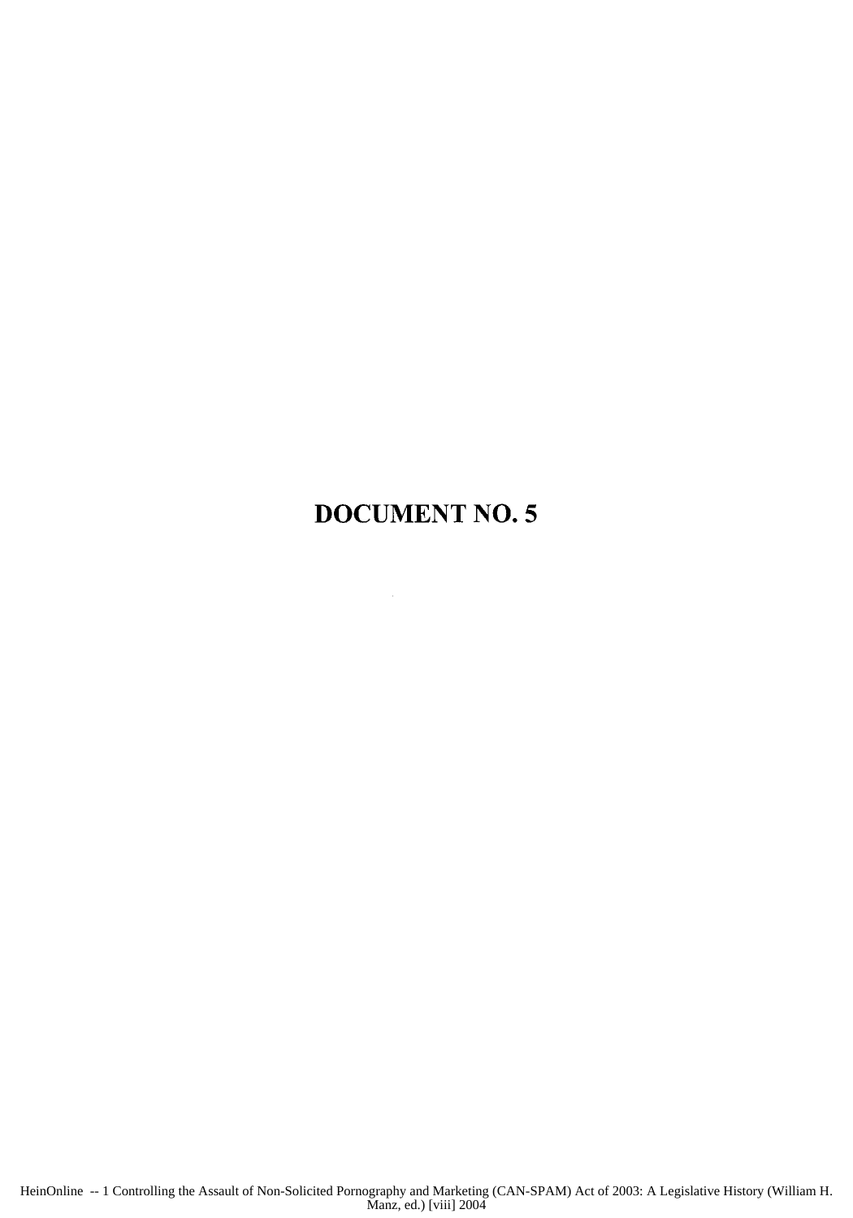# DOCUMENT NO. 5